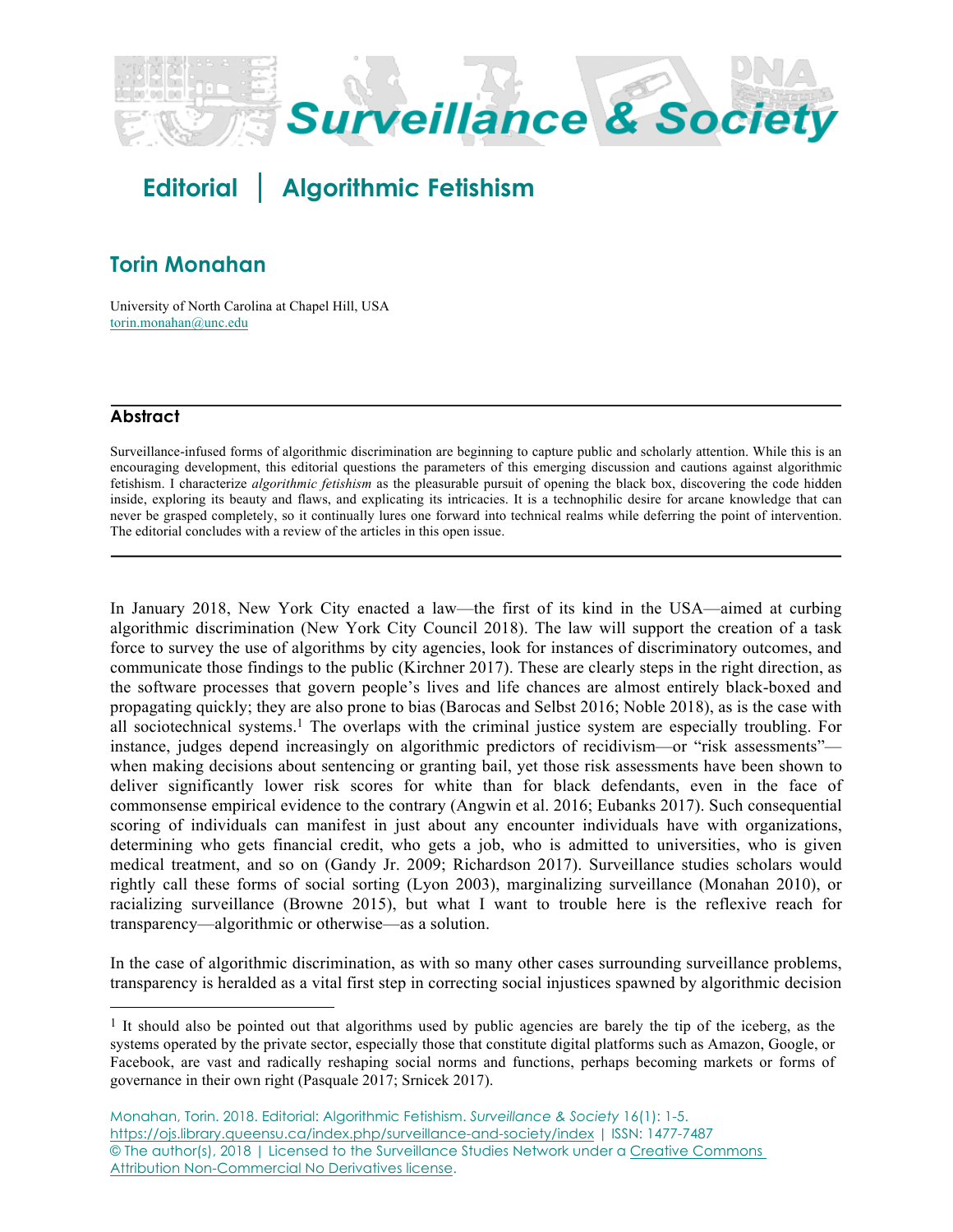# Editorial | Algorithmic Fetishism

## Torin Monahan

University of North Carolina at Chapel Hill, USA
torin.monahan@unc.edu

### Abstract

Surveillance-infused forms of algorithmic discrimination are beginning to capture public and scholarly attention. While this is an encouraging development, this editorial questions the parameters of this emerging discussion and cautions against algorithmic fetishism. I characterize *algorithmic fetishism* as the pleasurable pursuit of opening the black box, discovering the code hidden inside, exploring its beauty and flaws, and explicating its intricacies. It is a technophilic desire for arcane knowledge that can never be grasped completely, so it continually lures one forward into technical realms while deferring the point of intervention. The editorial concludes with a review of the articles in this open issue.

---

In January 2018, New York City enacted a law—the first of its kind in the USA—aimed at curbing algorithmic discrimination (New York City Council 2018). The law will support the creation of a task force to survey the use of algorithms by city agencies, look for instances of discriminatory outcomes, and communicate those findings to the public (Kirchner 2017). These are clearly steps in the right direction, as the software processes that govern people's lives and life chances are almost entirely black-boxed and propagating quickly; they are also prone to bias (Barocas and Selbst 2016; Noble 2018), as is the case with all sociotechnical systems.[1] The overlaps with the criminal justice system are especially troubling. For instance, judges depend increasingly on algorithmic predictors of recidivism—or "risk assessments"—when making decisions about sentencing or granting bail, yet those risk assessments have been shown to deliver significantly lower risk scores for white than for black defendants, even in the face of commonsense empirical evidence to the contrary (Angwin et al. 2016; Eubanks 2017). Such consequential scoring of individuals can manifest in just about any encounter individuals have with organizations, determining who gets financial credit, who gets a job, who is admitted to universities, who is given medical treatment, and so on (Gandy Jr. 2009; Richardson 2017). Surveillance studies scholars would rightly call these forms of social sorting (Lyon 2003), marginalizing surveillance (Monahan 2010), or racializing surveillance (Browne 2015), but what I want to trouble here is the reflexive reach for transparency—algorithmic or otherwise—as a solution.

In the case of algorithmic discrimination, as with so many other cases surrounding surveillance problems, transparency is heralded as a vital first step in correcting social injustices spawned by algorithmic decision

---

[1] It should also be pointed out that algorithms used by public agencies are barely the tip of the iceberg, as the systems operated by the private sector, especially those that constitute digital platforms such as Amazon, Google, or Facebook, are vast and radically reshaping social norms and functions, perhaps becoming markets or forms of governance in their own right (Pasquale 2017; Srnicek 2017).

Monahan, Torin. 2018. Editorial: Algorithmic Fetishism. *Surveillance & Society* 16(1): 1-5.
https://ojs.library.queensu.ca/index.php/surveillance-and-society/index | ISSN: 1477-7487
© The author(s), 2018 | Licensed to the Surveillance Studies Network under a Creative Commons Attribution Non-Commercial No Derivatives license.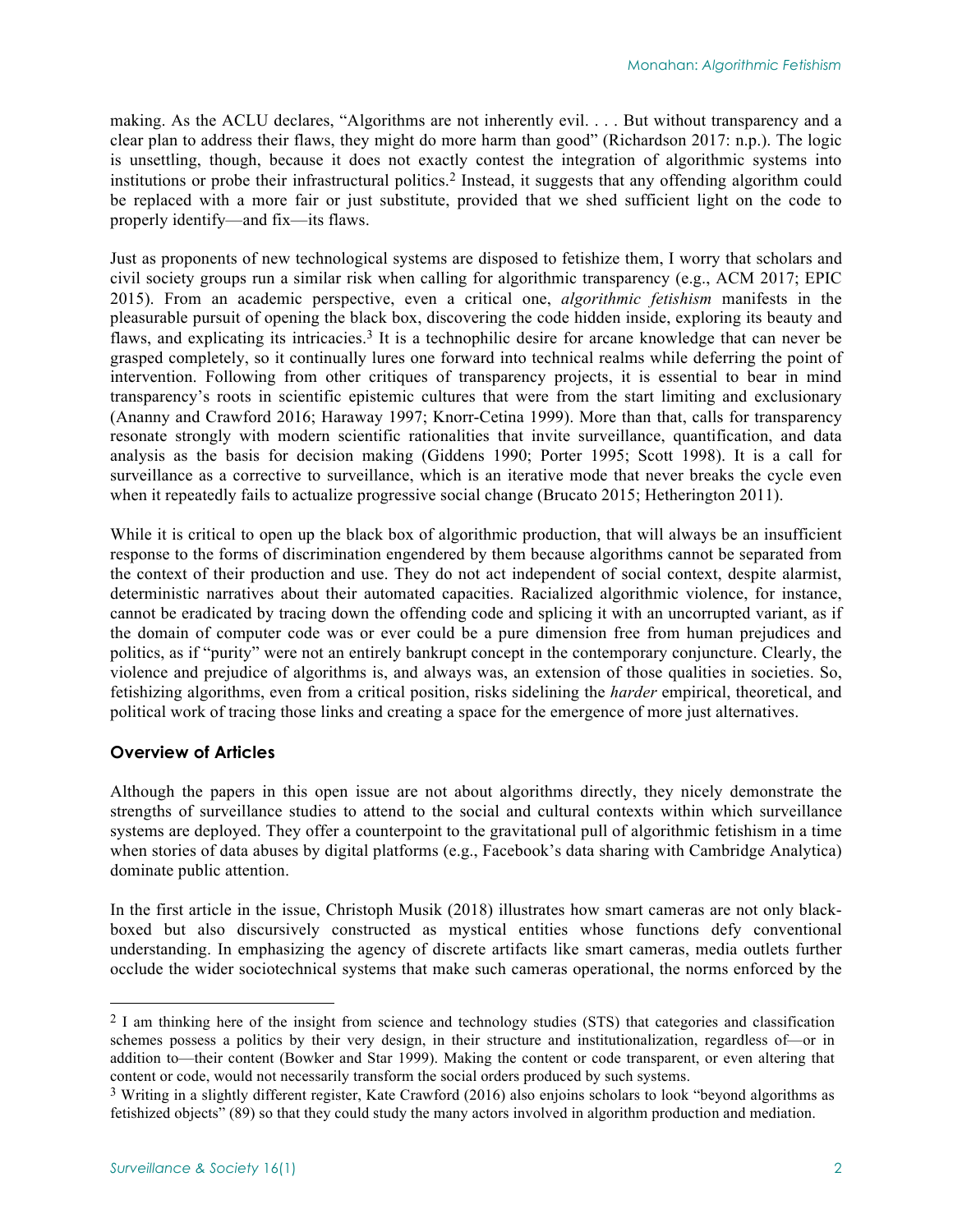making. As the ACLU declares, "Algorithms are not inherently evil. . . . But without transparency and a clear plan to address their flaws, they might do more harm than good" (Richardson 2017: n.p.). The logic is unsettling, though, because it does not exactly contest the integration of algorithmic systems into institutions or probe their infrastructural politics.[2] Instead, it suggests that any offending algorithm could be replaced with a more fair or just substitute, provided that we shed sufficient light on the code to properly identify—and fix—its flaws.

Just as proponents of new technological systems are disposed to fetishize them, I worry that scholars and civil society groups run a similar risk when calling for algorithmic transparency (e.g., ACM 2017; EPIC 2015). From an academic perspective, even a critical one, *algorithmic fetishism* manifests in the pleasurable pursuit of opening the black box, discovering the code hidden inside, exploring its beauty and flaws, and explicating its intricacies.[3] It is a technophilic desire for arcane knowledge that can never be grasped completely, so it continually lures one forward into technical realms while deferring the point of intervention. Following from other critiques of transparency projects, it is essential to bear in mind transparency's roots in scientific epistemic cultures that were from the start limiting and exclusionary (Ananny and Crawford 2016; Haraway 1997; Knorr-Cetina 1999). More than that, calls for transparency resonate strongly with modern scientific rationalities that invite surveillance, quantification, and data analysis as the basis for decision making (Giddens 1990; Porter 1995; Scott 1998). It is a call for surveillance as a corrective to surveillance, which is an iterative mode that never breaks the cycle even when it repeatedly fails to actualize progressive social change (Brucato 2015; Hetherington 2011).

While it is critical to open up the black box of algorithmic production, that will always be an insufficient response to the forms of discrimination engendered by them because algorithms cannot be separated from the context of their production and use. They do not act independent of social context, despite alarmist, deterministic narratives about their automated capacities. Racialized algorithmic violence, for instance, cannot be eradicated by tracing down the offending code and splicing it with an uncorrupted variant, as if the domain of computer code was or ever could be a pure dimension free from human prejudices and politics, as if "purity" were not an entirely bankrupt concept in the contemporary conjuncture. Clearly, the violence and prejudice of algorithms is, and always was, an extension of those qualities in societies. So, fetishizing algorithms, even from a critical position, risks sidelining the *harder* empirical, theoretical, and political work of tracing those links and creating a space for the emergence of more just alternatives.

## Overview of Articles

Although the papers in this open issue are not about algorithms directly, they nicely demonstrate the strengths of surveillance studies to attend to the social and cultural contexts within which surveillance systems are deployed. They offer a counterpoint to the gravitational pull of algorithmic fetishism in a time when stories of data abuses by digital platforms (e.g., Facebook's data sharing with Cambridge Analytica) dominate public attention.

In the first article in the issue, Christoph Musik (2018) illustrates how smart cameras are not only black-boxed but also discursively constructed as mystical entities whose functions defy conventional understanding. In emphasizing the agency of discrete artifacts like smart cameras, media outlets further occlude the wider sociotechnical systems that make such cameras operational, the norms enforced by the

---

[2] I am thinking here of the insight from science and technology studies (STS) that categories and classification schemes possess a politics by their very design, in their structure and institutionalization, regardless of—or in addition to—their content (Bowker and Star 1999). Making the content or code transparent, or even altering that content or code, would not necessarily transform the social orders produced by such systems.

[3] Writing in a slightly different register, Kate Crawford (2016) also enjoins scholars to look "beyond algorithms as fetishized objects" (89) so that they could study the many actors involved in algorithm production and mediation.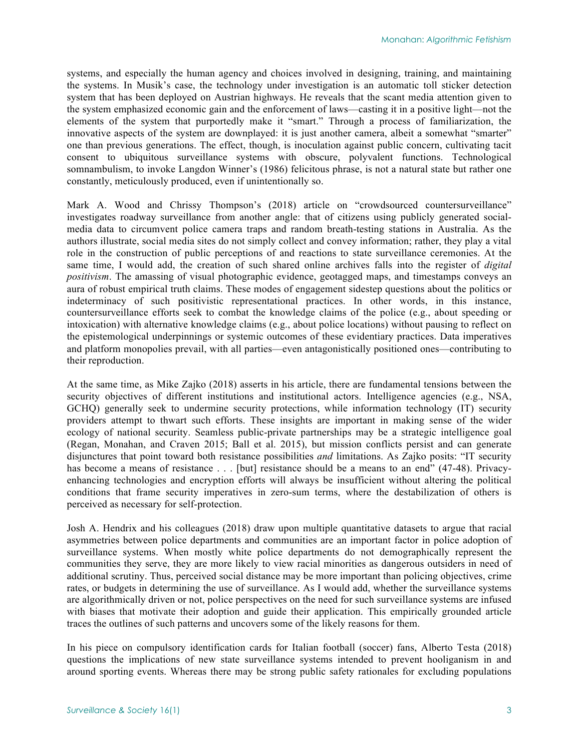systems, and especially the human agency and choices involved in designing, training, and maintaining the systems. In Musik's case, the technology under investigation is an automatic toll sticker detection system that has been deployed on Austrian highways. He reveals that the scant media attention given to the system emphasized economic gain and the enforcement of laws—casting it in a positive light—not the elements of the system that purportedly make it "smart." Through a process of familiarization, the innovative aspects of the system are downplayed: it is just another camera, albeit a somewhat "smarter" one than previous generations. The effect, though, is inoculation against public concern, cultivating tacit consent to ubiquitous surveillance systems with obscure, polyvalent functions. Technological somnambulism, to invoke Langdon Winner's (1986) felicitous phrase, is not a natural state but rather one constantly, meticulously produced, even if unintentionally so.

Mark A. Wood and Chrissy Thompson's (2018) article on "crowdsourced countersurveillance" investigates roadway surveillance from another angle: that of citizens using publicly generated social-media data to circumvent police camera traps and random breath-testing stations in Australia. As the authors illustrate, social media sites do not simply collect and convey information; rather, they play a vital role in the construction of public perceptions of and reactions to state surveillance ceremonies. At the same time, I would add, the creation of such shared online archives falls into the register of *digital positivism*. The amassing of visual photographic evidence, geotagged maps, and timestamps conveys an aura of robust empirical truth claims. These modes of engagement sidestep questions about the politics or indeterminacy of such positivistic representational practices. In other words, in this instance, countersurveillance efforts seek to combat the knowledge claims of the police (e.g., about speeding or intoxication) with alternative knowledge claims (e.g., about police locations) without pausing to reflect on the epistemological underpinnings or systemic outcomes of these evidentiary practices. Data imperatives and platform monopolies prevail, with all parties—even antagonistically positioned ones—contributing to their reproduction.

At the same time, as Mike Zajko (2018) asserts in his article, there are fundamental tensions between the security objectives of different institutions and institutional actors. Intelligence agencies (e.g., NSA, GCHQ) generally seek to undermine security protections, while information technology (IT) security providers attempt to thwart such efforts. These insights are important in making sense of the wider ecology of national security. Seamless public-private partnerships may be a strategic intelligence goal (Regan, Monahan, and Craven 2015; Ball et al. 2015), but mission conflicts persist and can generate disjunctures that point toward both resistance possibilities *and* limitations. As Zajko posits: "IT security has become a means of resistance . . . [but] resistance should be a means to an end" (47-48). Privacy-enhancing technologies and encryption efforts will always be insufficient without altering the political conditions that frame security imperatives in zero-sum terms, where the destabilization of others is perceived as necessary for self-protection.

Josh A. Hendrix and his colleagues (2018) draw upon multiple quantitative datasets to argue that racial asymmetries between police departments and communities are an important factor in police adoption of surveillance systems. When mostly white police departments do not demographically represent the communities they serve, they are more likely to view racial minorities as dangerous outsiders in need of additional scrutiny. Thus, perceived social distance may be more important than policing objectives, crime rates, or budgets in determining the use of surveillance. As I would add, whether the surveillance systems are algorithmically driven or not, police perspectives on the need for such surveillance systems are infused with biases that motivate their adoption and guide their application. This empirically grounded article traces the outlines of such patterns and uncovers some of the likely reasons for them.

In his piece on compulsory identification cards for Italian football (soccer) fans, Alberto Testa (2018) questions the implications of new state surveillance systems intended to prevent hooliganism in and around sporting events. Whereas there may be strong public safety rationales for excluding populations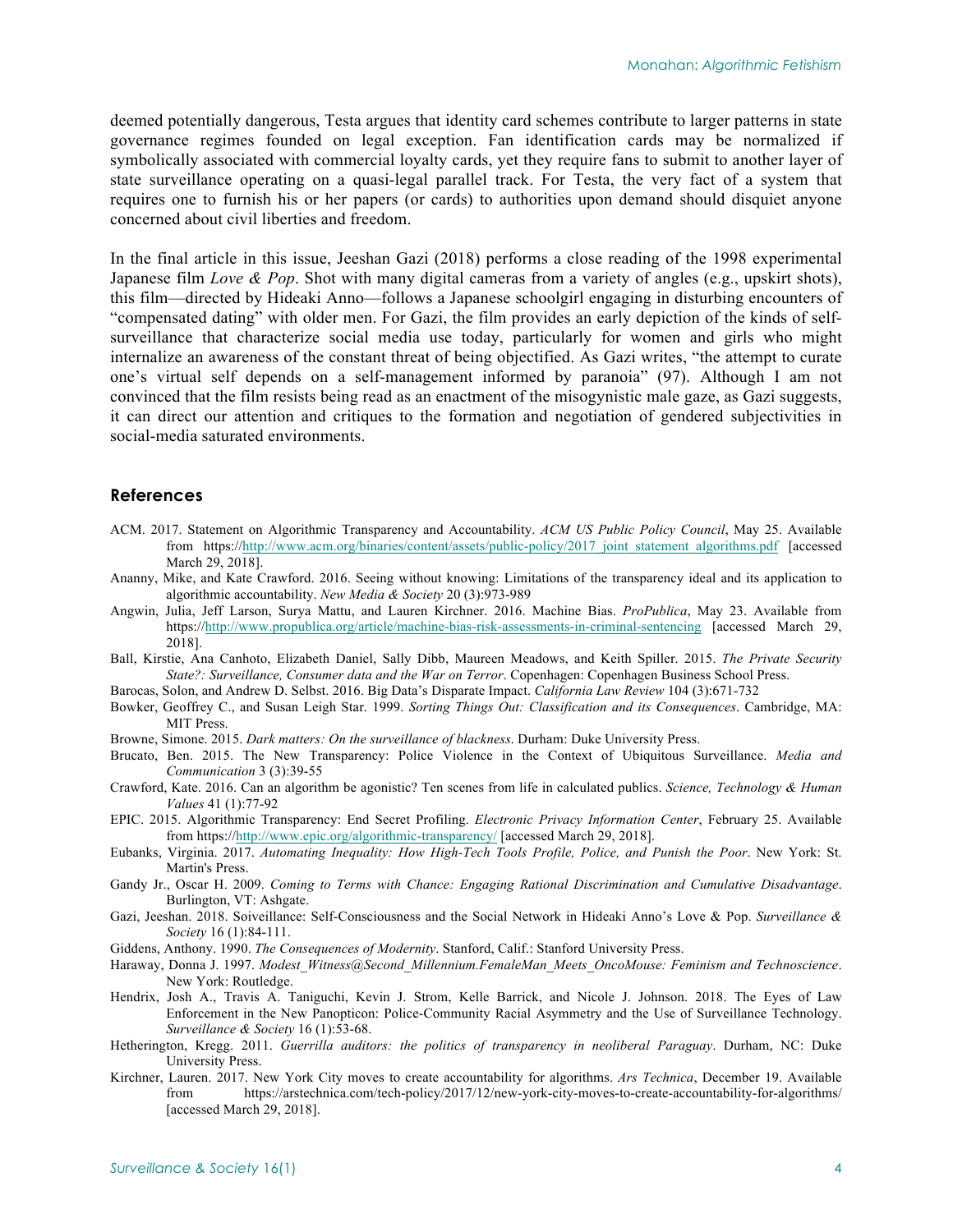deemed potentially dangerous, Testa argues that identity card schemes contribute to larger patterns in state governance regimes founded on legal exception. Fan identification cards may be normalized if symbolically associated with commercial loyalty cards, yet they require fans to submit to another layer of state surveillance operating on a quasi-legal parallel track. For Testa, the very fact of a system that requires one to furnish his or her papers (or cards) to authorities upon demand should disquiet anyone concerned about civil liberties and freedom.

In the final article in this issue, Jeeshan Gazi (2018) performs a close reading of the 1998 experimental Japanese film *Love & Pop*. Shot with many digital cameras from a variety of angles (e.g., upskirt shots), this film—directed by Hideaki Anno—follows a Japanese schoolgirl engaging in disturbing encounters of "compensated dating" with older men. For Gazi, the film provides an early depiction of the kinds of self-surveillance that characterize social media use today, particularly for women and girls who might internalize an awareness of the constant threat of being objectified. As Gazi writes, "the attempt to curate one's virtual self depends on a self-management informed by paranoia" (97). Although I am not convinced that the film resists being read as an enactment of the misogynistic male gaze, as Gazi suggests, it can direct our attention and critiques to the formation and negotiation of gendered subjectivities in social-media saturated environments.

## References

ACM. 2017. Statement on Algorithmic Transparency and Accountability. *ACM US Public Policy Council*, May 25. Available from https://http://www.acm.org/binaries/content/assets/public-policy/2017_joint_statement_algorithms.pdf [accessed March 29, 2018].

Ananny, Mike, and Kate Crawford. 2016. Seeing without knowing: Limitations of the transparency ideal and its application to algorithmic accountability. *New Media & Society* 20 (3):973-989

Angwin, Julia, Jeff Larson, Surya Mattu, and Lauren Kirchner. 2016. Machine Bias. *ProPublica*, May 23. Available from https://http://www.propublica.org/article/machine-bias-risk-assessments-in-criminal-sentencing [accessed March 29, 2018].

Ball, Kirstie, Ana Canhoto, Elizabeth Daniel, Sally Dibb, Maureen Meadows, and Keith Spiller. 2015. *The Private Security State?: Surveillance, Consumer data and the War on Terror*. Copenhagen: Copenhagen Business School Press.

Barocas, Solon, and Andrew D. Selbst. 2016. Big Data's Disparate Impact. *California Law Review* 104 (3):671-732

Bowker, Geoffrey C., and Susan Leigh Star. 1999. *Sorting Things Out: Classification and its Consequences*. Cambridge, MA: MIT Press.

Browne, Simone. 2015. *Dark matters: On the surveillance of blackness*. Durham: Duke University Press.

Brucato, Ben. 2015. The New Transparency: Police Violence in the Context of Ubiquitous Surveillance. *Media and Communication* 3 (3):39-55

Crawford, Kate. 2016. Can an algorithm be agonistic? Ten scenes from life in calculated publics. *Science, Technology & Human Values* 41 (1):77-92

EPIC. 2015. Algorithmic Transparency: End Secret Profiling. *Electronic Privacy Information Center*, February 25. Available from https://http://www.epic.org/algorithmic-transparency/ [accessed March 29, 2018].

Eubanks, Virginia. 2017. *Automating Inequality: How High-Tech Tools Profile, Police, and Punish the Poor*. New York: St. Martin's Press.

Gandy Jr., Oscar H. 2009. *Coming to Terms with Chance: Engaging Rational Discrimination and Cumulative Disadvantage*. Burlington, VT: Ashgate.

Gazi, Jeeshan. 2018. Soiveillance: Self-Consciousness and the Social Network in Hideaki Anno's Love & Pop. *Surveillance & Society* 16 (1):84-111.

Giddens, Anthony. 1990. *The Consequences of Modernity*. Stanford, Calif.: Stanford University Press.

Haraway, Donna J. 1997. *Modest_Witness@Second_Millennium.FemaleMan_Meets_OncoMouse: Feminism and Technoscience*. New York: Routledge.

Hendrix, Josh A., Travis A. Taniguchi, Kevin J. Strom, Kelle Barrick, and Nicole J. Johnson. 2018. The Eyes of Law Enforcement in the New Panopticon: Police-Community Racial Asymmetry and the Use of Surveillance Technology. *Surveillance & Society* 16 (1):53-68.

Hetherington, Kregg. 2011. *Guerrilla auditors: the politics of transparency in neoliberal Paraguay*. Durham, NC: Duke University Press.

Kirchner, Lauren. 2017. New York City moves to create accountability for algorithms. *Ars Technica*, December 19. Available from https://arstechnica.com/tech-policy/2017/12/new-york-city-moves-to-create-accountability-for-algorithms/ [accessed March 29, 2018].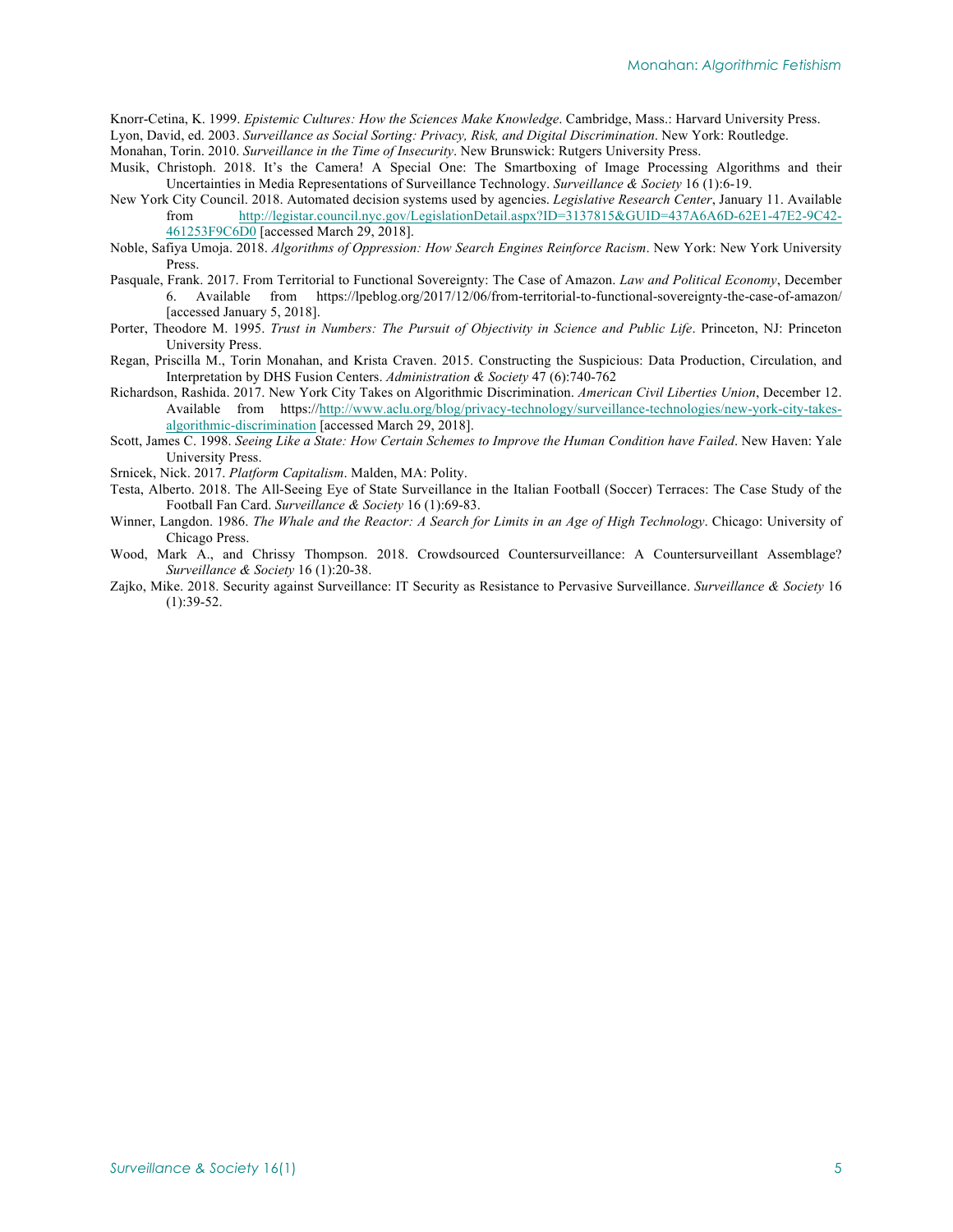Knorr-Cetina, K. 1999. *Epistemic Cultures: How the Sciences Make Knowledge*. Cambridge, Mass.: Harvard University Press.

Lyon, David, ed. 2003. *Surveillance as Social Sorting: Privacy, Risk, and Digital Discrimination*. New York: Routledge.

Monahan, Torin. 2010. *Surveillance in the Time of Insecurity*. New Brunswick: Rutgers University Press.

Musik, Christoph. 2018. It's the Camera! A Special One: The Smartboxing of Image Processing Algorithms and their Uncertainties in Media Representations of Surveillance Technology. *Surveillance & Society* 16 (1):6-19.

New York City Council. 2018. Automated decision systems used by agencies. *Legislative Research Center*, January 11. Available from http://legistar.council.nyc.gov/LegislationDetail.aspx?ID=3137815&GUID=437A6A6D-62E1-47E2-9C42-461253F9C6D0 [accessed March 29, 2018].

Noble, Safiya Umoja. 2018. *Algorithms of Oppression: How Search Engines Reinforce Racism*. New York: New York University Press.

Pasquale, Frank. 2017. From Territorial to Functional Sovereignty: The Case of Amazon. *Law and Political Economy*, December 6. Available from https://lpeblog.org/2017/12/06/from-territorial-to-functional-sovereignty-the-case-of-amazon/ [accessed January 5, 2018].

Porter, Theodore M. 1995. *Trust in Numbers: The Pursuit of Objectivity in Science and Public Life*. Princeton, NJ: Princeton University Press.

Regan, Priscilla M., Torin Monahan, and Krista Craven. 2015. Constructing the Suspicious: Data Production, Circulation, and Interpretation by DHS Fusion Centers. *Administration & Society* 47 (6):740-762

Richardson, Rashida. 2017. New York City Takes on Algorithmic Discrimination. *American Civil Liberties Union*, December 12. Available from https://http://www.aclu.org/blog/privacy-technology/surveillance-technologies/new-york-city-takes-algorithmic-discrimination [accessed March 29, 2018].

Scott, James C. 1998. *Seeing Like a State: How Certain Schemes to Improve the Human Condition have Failed*. New Haven: Yale University Press.

Srnicek, Nick. 2017. *Platform Capitalism*. Malden, MA: Polity.

Testa, Alberto. 2018. The All-Seeing Eye of State Surveillance in the Italian Football (Soccer) Terraces: The Case Study of the Football Fan Card. *Surveillance & Society* 16 (1):69-83.

Winner, Langdon. 1986. *The Whale and the Reactor: A Search for Limits in an Age of High Technology*. Chicago: University of Chicago Press.

Wood, Mark A., and Chrissy Thompson. 2018. Crowdsourced Countersurveillance: A Countersurveillant Assemblage? *Surveillance & Society* 16 (1):20-38.

Zajko, Mike. 2018. Security against Surveillance: IT Security as Resistance to Pervasive Surveillance. *Surveillance & Society* 16 (1):39-52.